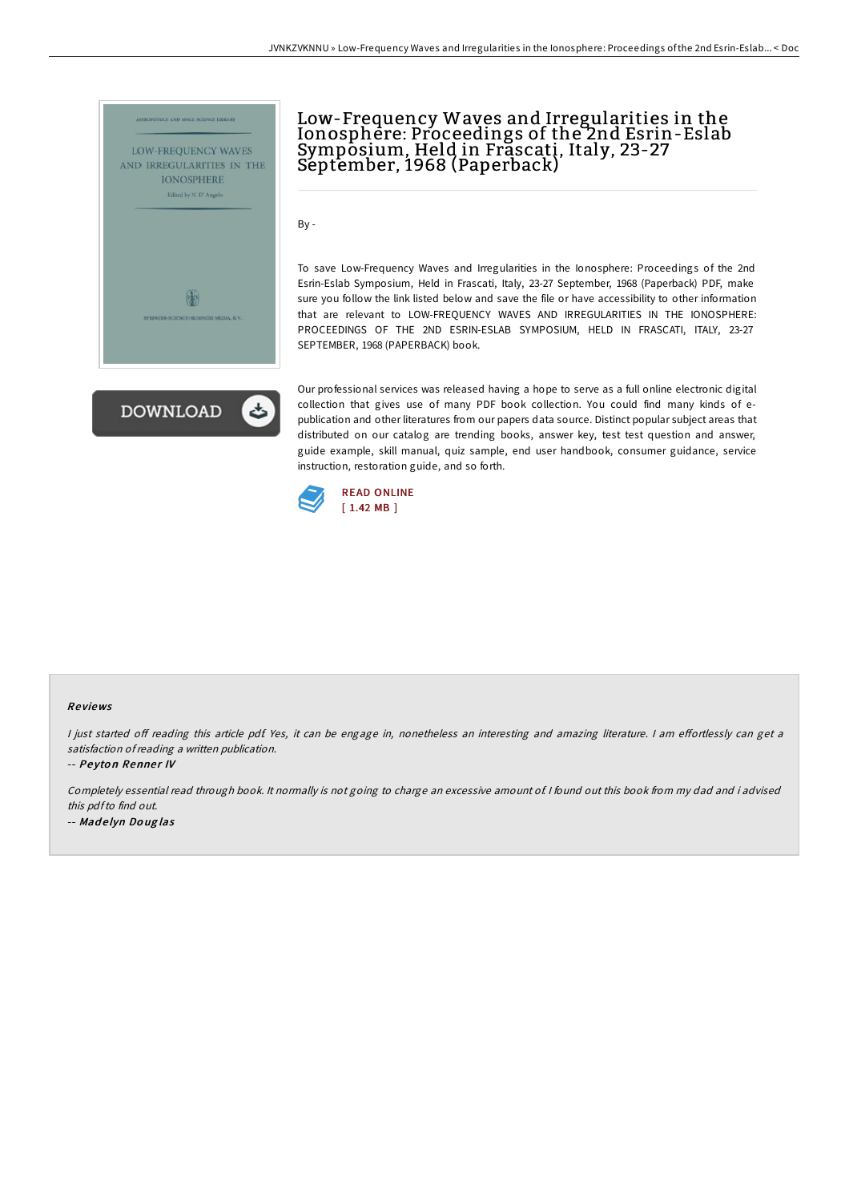# Low-Frequency Waves and Irregularities in the Ionosphere: Proceedings of the 2nd Esrin-Eslab Symposium, Held in Frascati, Italy, 23-27 September, 1968 (Paperback)

By -

To save Low-Frequency Waves and Irregularities in the Ionosphere: Proceedings of the 2nd Esrin-Eslab Symposium, Held in Frascati, Italy, 23-27 September, 1968 (Paperback) PDF, make sure you follow the link listed below and save the file or have accessibility to other information that are relevant to LOW-FREQUENCY WAVES AND IRREGULARITIES IN THE IONOSPHERE: PROCEEDINGS OF THE 2ND ESRIN-ESLAB SYMPOSIUM, HELD IN FRASCATI, ITALY, 23-27 SEPTEMBER, 1968 (PAPERBACK) book.

DOWNLOAD

Our professional services was released having a hope to serve as a full online electronic digital collection that gives use of many PDF book collection. You could find many kinds of e-publication and other literatures from our papers data source. Distinct popular subject areas that distributed on our catalog are trending books, answer key, test test question and answer, guide example, skill manual, quiz sample, end user handbook, consumer guidance, service instruction, restoration guide, and so forth.

READ ONLINE
[ 1.42 MB ]

## Reviews

*I just started off reading this article pdf. Yes, it can be engage in, nonetheless an interesting and amazing literature. I am effortlessly can get a satisfaction of reading a written publication.*

-- *Peyton Renner IV*

*Completely essential read through book. It normally is not going to charge an excessive amount of. I found out this book from my dad and i advised this pdf to find out.*

-- *Madelyn Douglas*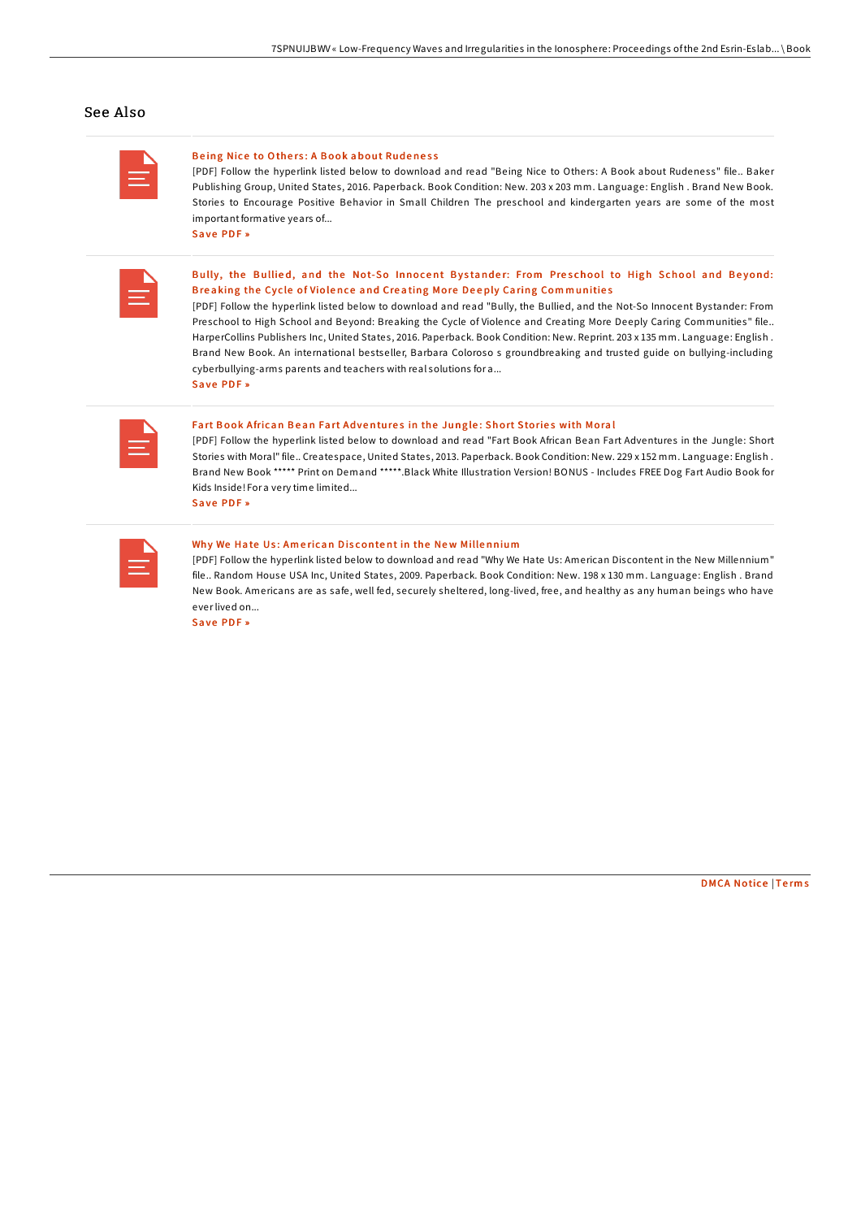## See Also

### Being Nice to Others: A Book about Rudeness

[PDF] Follow the hyperlink listed below to download and read "Being Nice to Others: A Book about Rudeness" file.. Baker Publishing Group, United States, 2016. Paperback. Book Condition: New. 203 x 203 mm. Language: English . Brand New Book. Stories to Encourage Positive Behavior in Small Children The preschool and kindergarten years are some of the most important formative years of...

Save PDF »

### Bully, the Bullied, and the Not-So Innocent Bystander: From Preschool to High School and Beyond: Breaking the Cycle of Violence and Creating More Deeply Caring Communities

[PDF] Follow the hyperlink listed below to download and read "Bully, the Bullied, and the Not-So Innocent Bystander: From Preschool to High School and Beyond: Breaking the Cycle of Violence and Creating More Deeply Caring Communities" file.. HarperCollins Publishers Inc, United States, 2016. Paperback. Book Condition: New. Reprint. 203 x 135 mm. Language: English . Brand New Book. An international bestseller, Barbara Coloroso s groundbreaking and trusted guide on bullying-including cyberbullying-arms parents and teachers with real solutions for a...

Save PDF »

### Fart Book African Bean Fart Adventures in the Jungle: Short Stories with Moral

[PDF] Follow the hyperlink listed below to download and read "Fart Book African Bean Fart Adventures in the Jungle: Short Stories with Moral" file.. Createspace, United States, 2013. Paperback. Book Condition: New. 229 x 152 mm. Language: English . Brand New Book ***** Print on Demand *****.Black White Illustration Version! BONUS - Includes FREE Dog Fart Audio Book for Kids Inside! For a very time limited...

Save PDF »

### Why We Hate Us: American Discontent in the New Millennium

[PDF] Follow the hyperlink listed below to download and read "Why We Hate Us: American Discontent in the New Millennium" file.. Random House USA Inc, United States, 2009. Paperback. Book Condition: New. 198 x 130 mm. Language: English . Brand New Book. Americans are as safe, well fed, securely sheltered, long-lived, free, and healthy as any human beings who have ever lived on...

Save PDF »

DMCA Notice | Terms